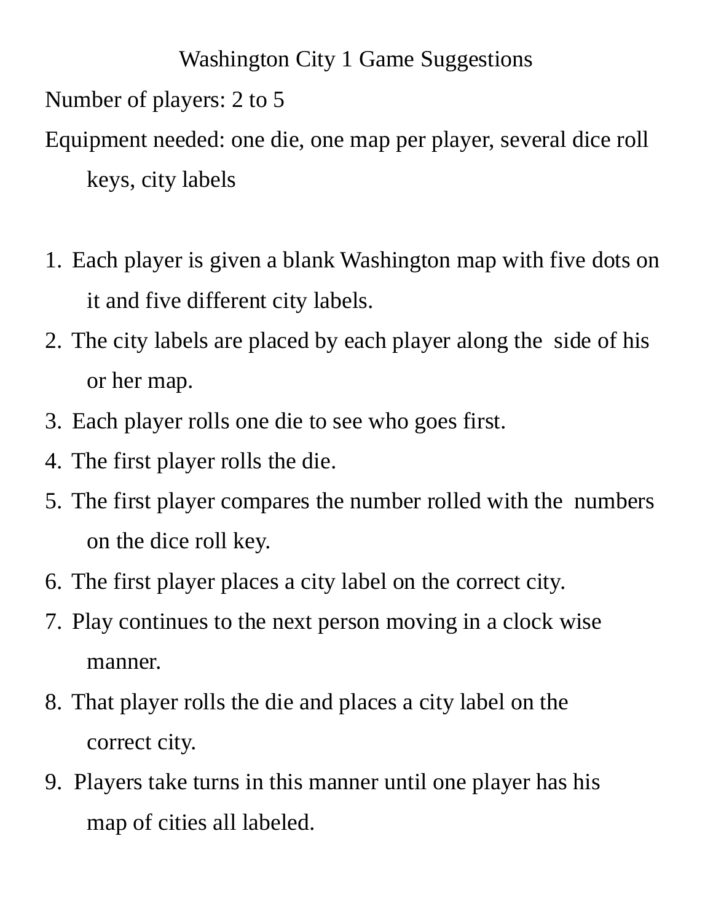# Washington City 1 Game Suggestions

Number of players: 2 to 5

Equipment needed: one die, one map per player, several dice roll keys, city labels

1. Each player is given a blank Washington map with five dots on it and five different city labels.
2. The city labels are placed by each player along the side of his or her map.
3. Each player rolls one die to see who goes first.
4. The first player rolls the die.
5. The first player compares the number rolled with the numbers on the dice roll key.
6. The first player places a city label on the correct city.
7. Play continues to the next person moving in a clock wise manner.
8. That player rolls the die and places a city label on the correct city.
9. Players take turns in this manner until one player has his map of cities all labeled.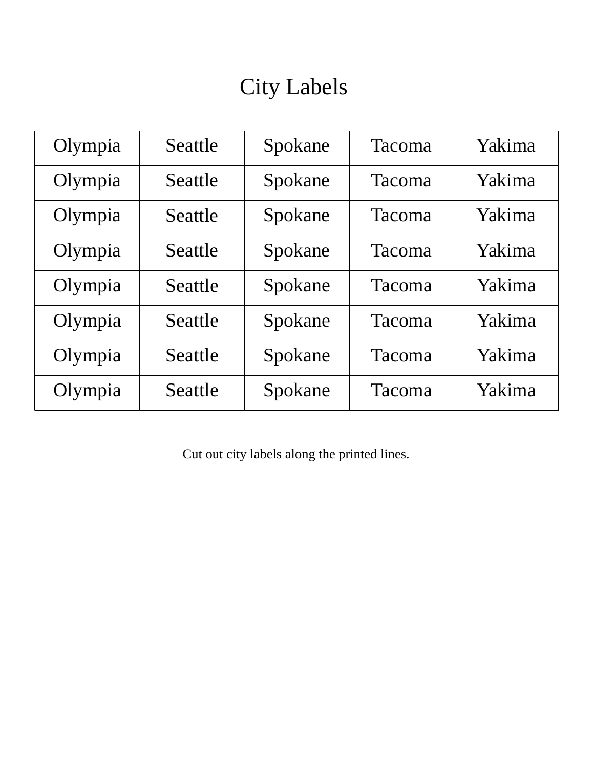# City Labels

| Olympia | Seattle | Spokane | Tacoma | Yakima |
|---|---|---|---|---|
| Olympia | Seattle | Spokane | Tacoma | Yakima |
| Olympia | Seattle | Spokane | Tacoma | Yakima |
| Olympia | Seattle | Spokane | Tacoma | Yakima |
| Olympia | Seattle | Spokane | Tacoma | Yakima |
| Olympia | Seattle | Spokane | Tacoma | Yakima |
| Olympia | Seattle | Spokane | Tacoma | Yakima |
| Olympia | Seattle | Spokane | Tacoma | Yakima |

Cut out city labels along the printed lines.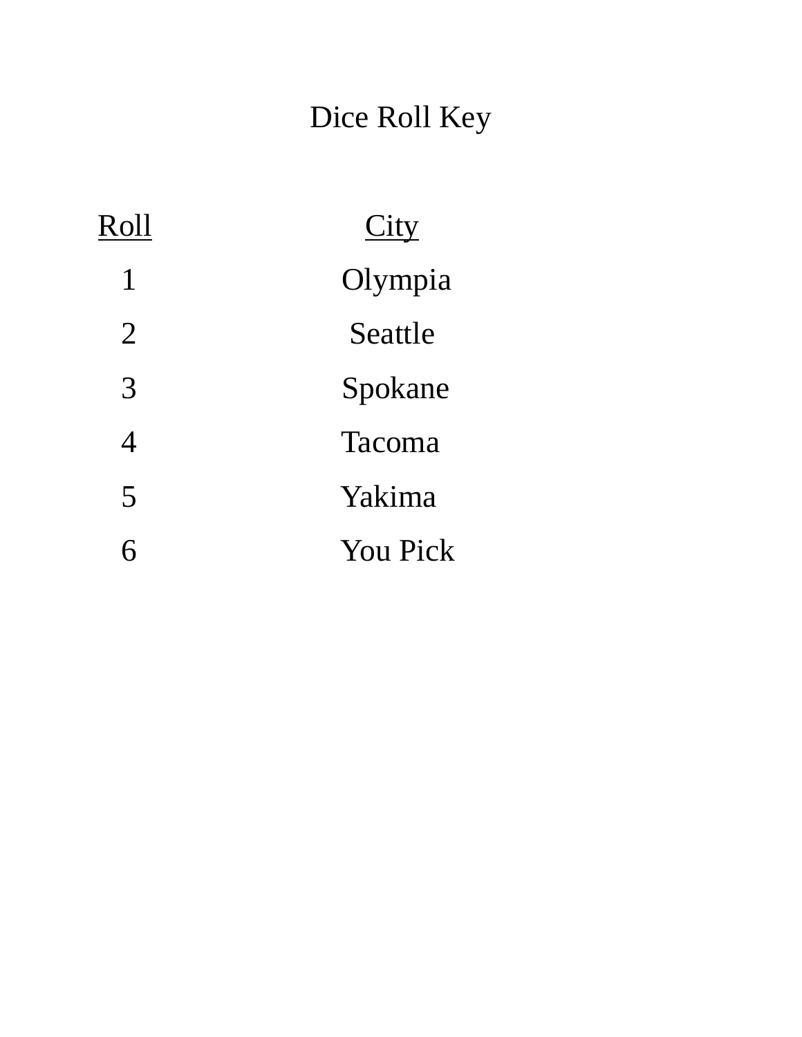# Dice Roll Key

| Roll | City |
|---|---|
| 1 | Olympia |
| 2 | Seattle |
| 3 | Spokane |
| 4 | Tacoma |
| 5 | Yakima |
| 6 | You Pick |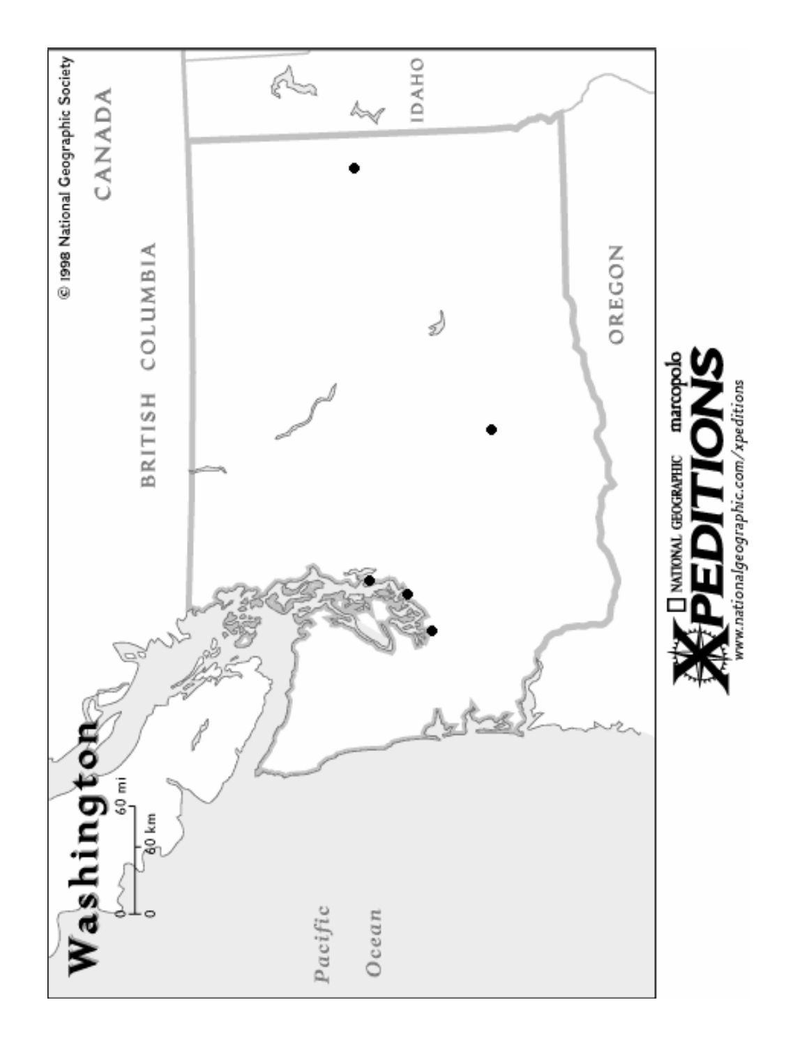# Washington

0 — 60 mi

0 — 60 km

© 1998 National Geographic Society

CANADA

BRITISH COLUMBIA

IDAHO

OREGON

Pacific Ocean

NATIONAL GEOGRAPHIC marcopolo XPEDITIONS

www.nationalgeographic.com/xpeditions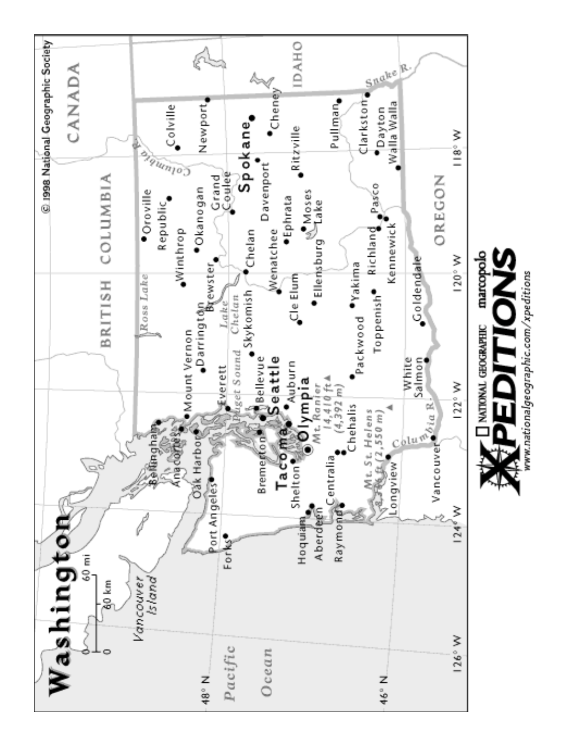# Washington

© 1998 National Geographic Society

0 60 mi
0 60 km

CANADA
BRITISH COLUMBIA
IDAHO
OREGON
Pacific Ocean
Vancouver Island

Columbia R.
Snake R.
Ross Lake
Lake Chelan
Puget Sound

Mt. Ranier 14,410 ft (4,392 m)
Mt. St. Helens 8,366 ft (2,550 m)

Seattle
Spokane
Tacoma
Olympia

Bellingham
Anacortes
Oak Harbor
Mount Vernon
Darrington
Everett
Bellevue
Auburn
Bremerton
Shelton
Skykomish
Port Angeles
Forks
Hoquiam
Aberdeen
Raymond
Centralia
Chehalis
Longview
Vancouver
White Salmon
Goldendale
Packwood
Toppenish
Yakima
Ellensburg
Cle Elum
Wenatchee
Chelan
Brewster
Winthrop
Oroville
Okanogan
Republic
Colville
Newport
Grand Coulee
Davenport
Cheney
Ritzville
Ephrata
Moses Lake
Richland
Kennewick
Pasco
Pullman
Clarkston
Dayton
Walla Walla

48° N
46° N
126° W
124° W
122° W
120° W
118° W

NATIONAL GEOGRAPHIC marcopolo XPEDITIONS
www.nationalgeographic.com/xpeditions